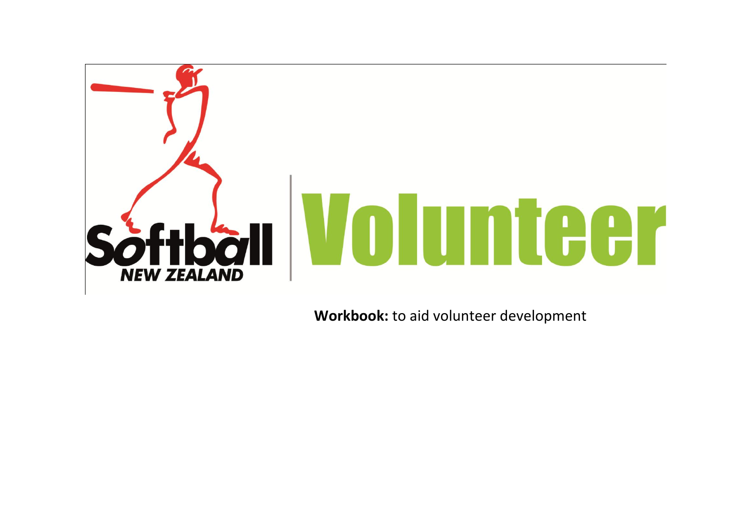Softball NEW ZEALAND

# Volunteer

**Workbook:** to aid volunteer development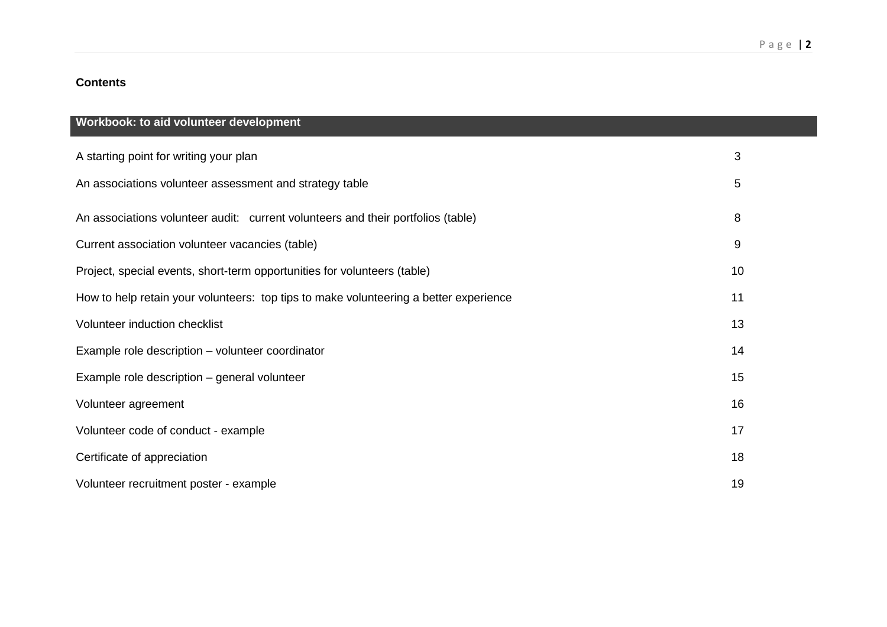**Contents**

| Workbook: to aid volunteer development | |
|---|---|
| A starting point for writing your plan | 3 |
| An associations volunteer assessment and strategy table | 5 |
| An associations volunteer audit: current volunteers and their portfolios (table) | 8 |
| Current association volunteer vacancies (table) | 9 |
| Project, special events, short-term opportunities for volunteers (table) | 10 |
| How to help retain your volunteers: top tips to make volunteering a better experience | 11 |
| Volunteer induction checklist | 13 |
| Example role description – volunteer coordinator | 14 |
| Example role description – general volunteer | 15 |
| Volunteer agreement | 16 |
| Volunteer code of conduct - example | 17 |
| Certificate of appreciation | 18 |
| Volunteer recruitment poster - example | 19 |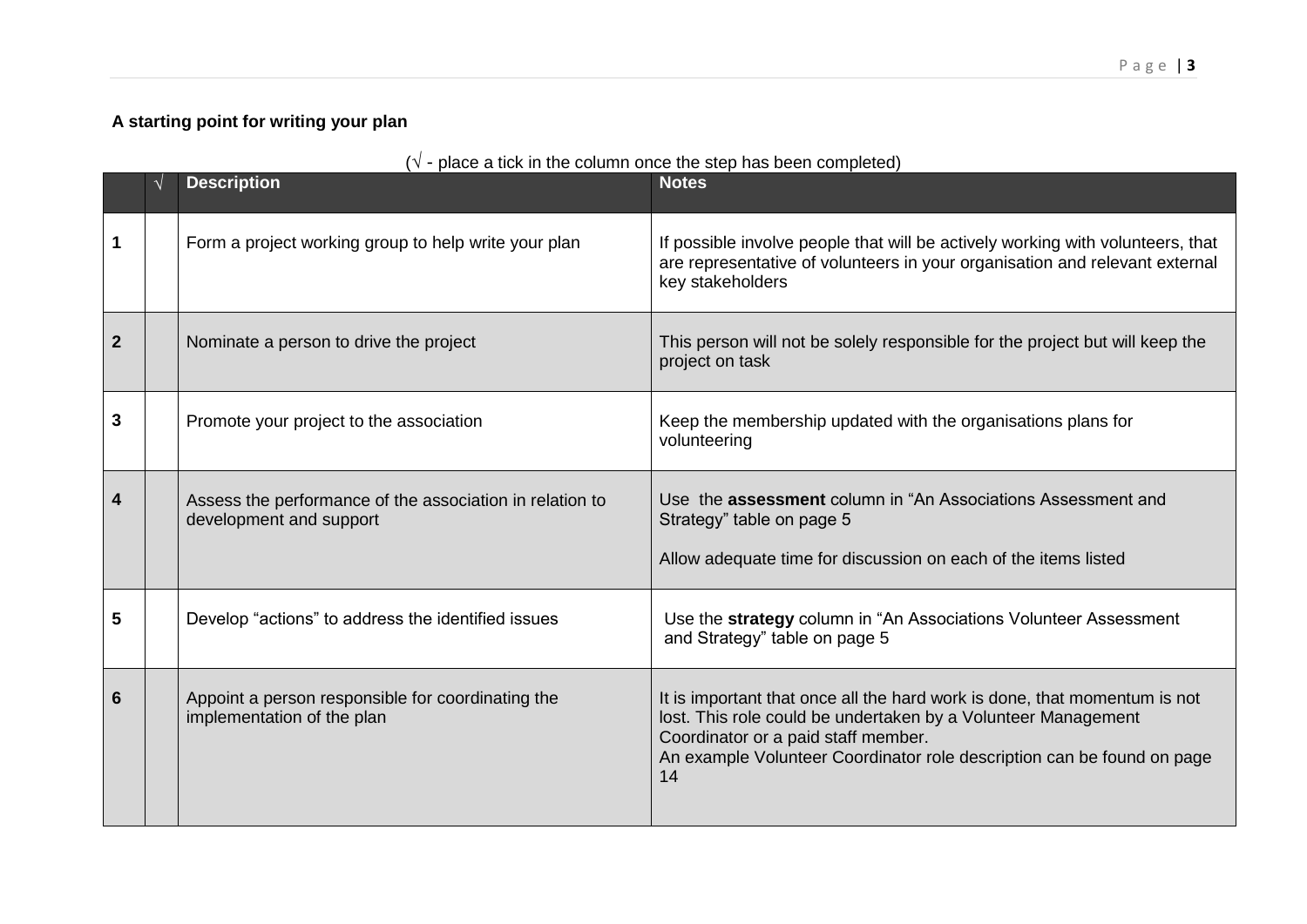**A starting point for writing your plan**

(√ - place a tick in the column once the step has been completed)

| | √ | Description | Notes |
|---|---|---|---|
| **1** | | Form a project working group to help write your plan | If possible involve people that will be actively working with volunteers, that are representative of volunteers in your organisation and relevant external key stakeholders |
| **2** | | Nominate a person to drive the project | This person will not be solely responsible for the project but will keep the project on task |
| **3** | | Promote your project to the association | Keep the membership updated with the organisations plans for volunteering |
| **4** | | Assess the performance of the association in relation to development and support | Use the **assessment** column in "An Associations Assessment and Strategy" table on page 5<br><br>Allow adequate time for discussion on each of the items listed |
| **5** | | Develop "actions" to address the identified issues | Use the **strategy** column in "An Associations Volunteer Assessment and Strategy" table on page 5 |
| **6** | | Appoint a person responsible for coordinating the implementation of the plan | It is important that once all the hard work is done, that momentum is not lost. This role could be undertaken by a Volunteer Management Coordinator or a paid staff member.<br>An example Volunteer Coordinator role description can be found on page 14 |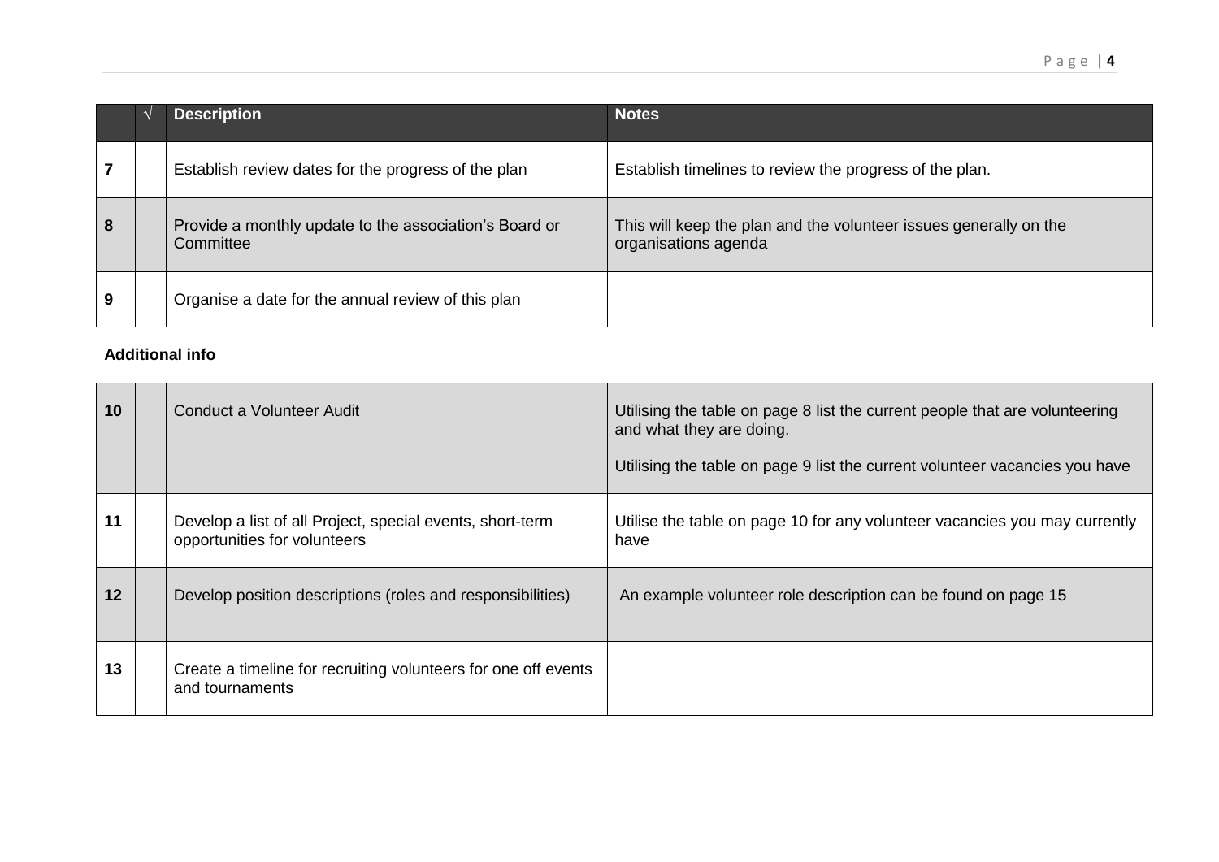| | √ | Description | Notes |
|---|---|---|---|
| **7** | | Establish review dates for the progress of the plan | Establish timelines to review the progress of the plan. |
| **8** | | Provide a monthly update to the association's Board or Committee | This will keep the plan and the volunteer issues generally on the organisations agenda |
| **9** | | Organise a date for the annual review of this plan | |

**Additional info**

| | | | |
|---|---|---|---|
| **10** | | Conduct a Volunteer Audit | Utilising the table on page 8 list the current people that are volunteering and what they are doing.<br><br>Utilising the table on page 9 list the current volunteer vacancies you have |
| **11** | | Develop a list of all Project, special events, short-term opportunities for volunteers | Utilise the table on page 10 for any volunteer vacancies you may currently have |
| **12** | | Develop position descriptions (roles and responsibilities) | An example volunteer role description can be found on page 15 |
| **13** | | Create a timeline for recruiting volunteers for one off events and tournaments | |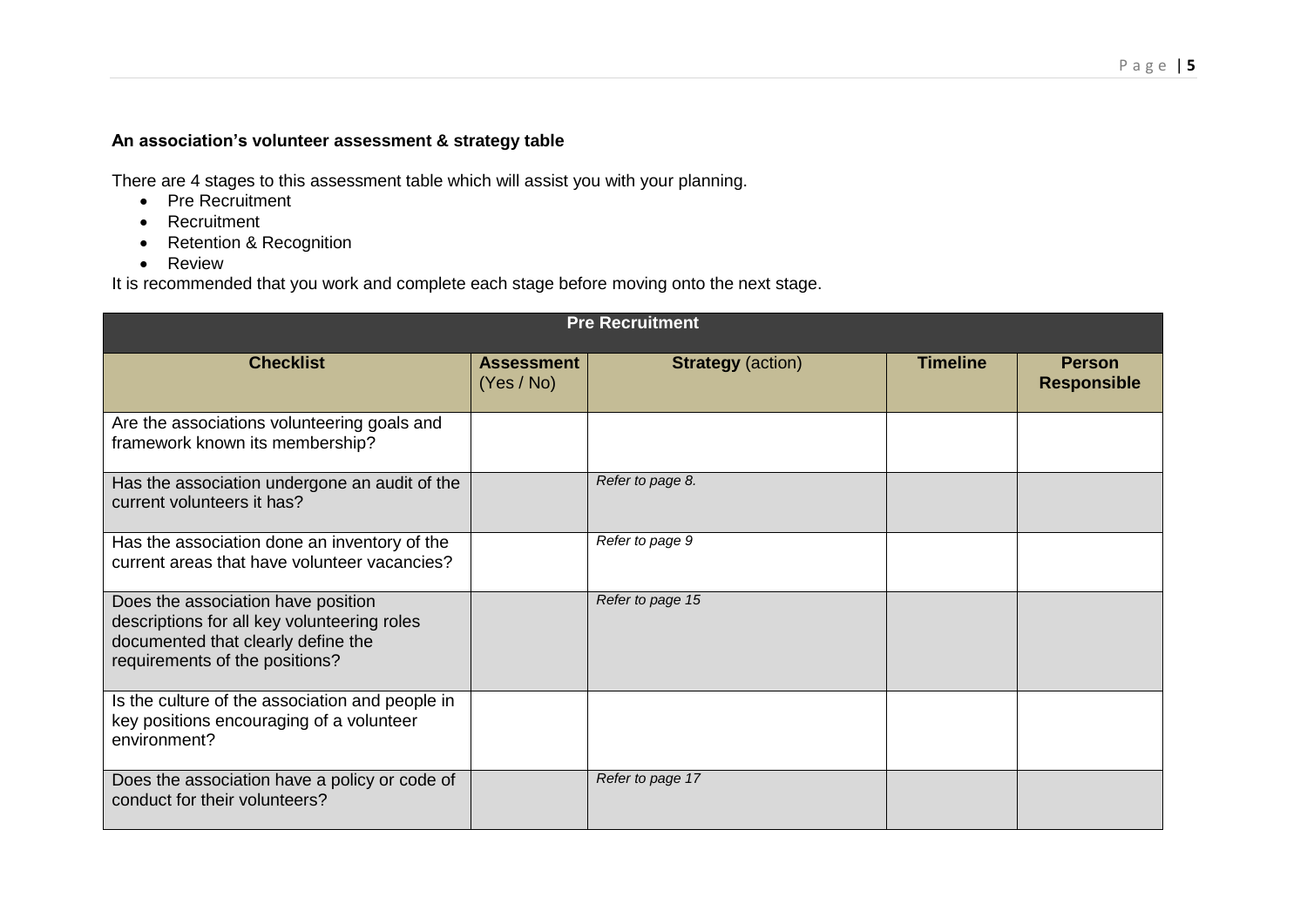**An association's volunteer assessment & strategy table**

There are 4 stages to this assessment table which will assist you with your planning.

- Pre Recruitment
- Recruitment
- Retention & Recognition
- Review

It is recommended that you work and complete each stage before moving onto the next stage.

| Pre Recruitment | | | | |
|---|---|---|---|---|
| **Checklist** | **Assessment** (Yes / No) | **Strategy** (action) | **Timeline** | **Person Responsible** |
| Are the associations volunteering goals and framework known its membership? | | | | |
| Has the association undergone an audit of the current volunteers it has? | | *Refer to page 8.* | | |
| Has the association done an inventory of the current areas that have volunteer vacancies? | | *Refer to page 9* | | |
| Does the association have position descriptions for all key volunteering roles documented that clearly define the requirements of the positions? | | *Refer to page 15* | | |
| Is the culture of the association and people in key positions encouraging of a volunteer environment? | | | | |
| Does the association have a policy or code of conduct for their volunteers? | | *Refer to page 17* | | |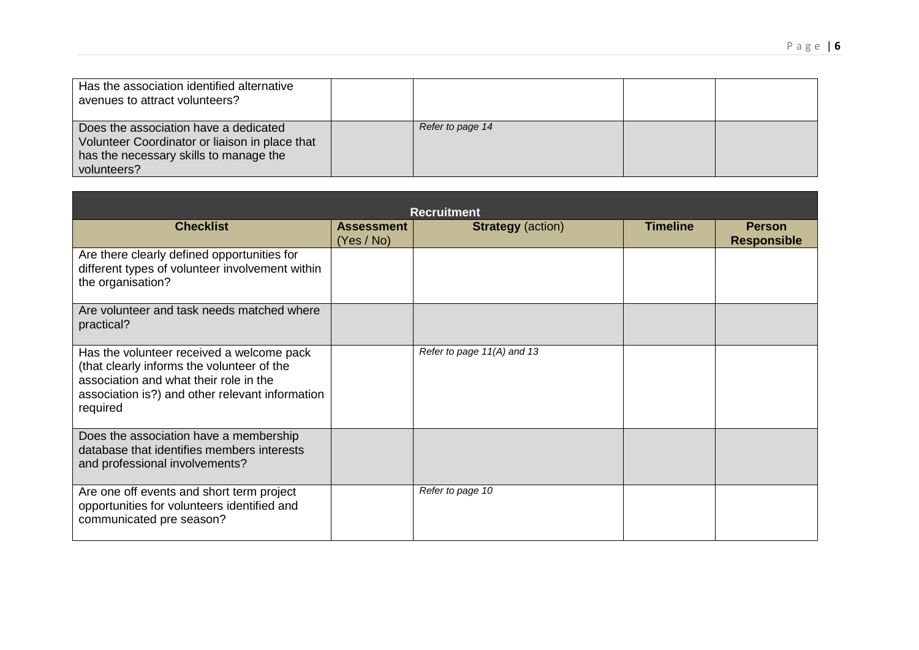| | | | | |
|---|---|---|---|---|
| Has the association identified alternative avenues to attract volunteers? | | | | |
| Does the association have a dedicated Volunteer Coordinator or liaison in place that has the necessary skills to manage the volunteers? | | *Refer to page 14* | | |

| **Recruitment** | | | | |
|---|---|---|---|---|
| **Checklist** | **Assessment** (Yes / No) | **Strategy** (action) | **Timeline** | **Person Responsible** |
| Are there clearly defined opportunities for different types of volunteer involvement within the organisation? | | | | |
| Are volunteer and task needs matched where practical? | | | | |
| Has the volunteer received a welcome pack (that clearly informs the volunteer of the association and what their role in the association is?) and other relevant information required | | *Refer to page 11(A) and 13* | | |
| Does the association have a membership database that identifies members interests and professional involvements? | | | | |
| Are one off events and short term project opportunities for volunteers identified and communicated pre season? | | *Refer to page 10* | | |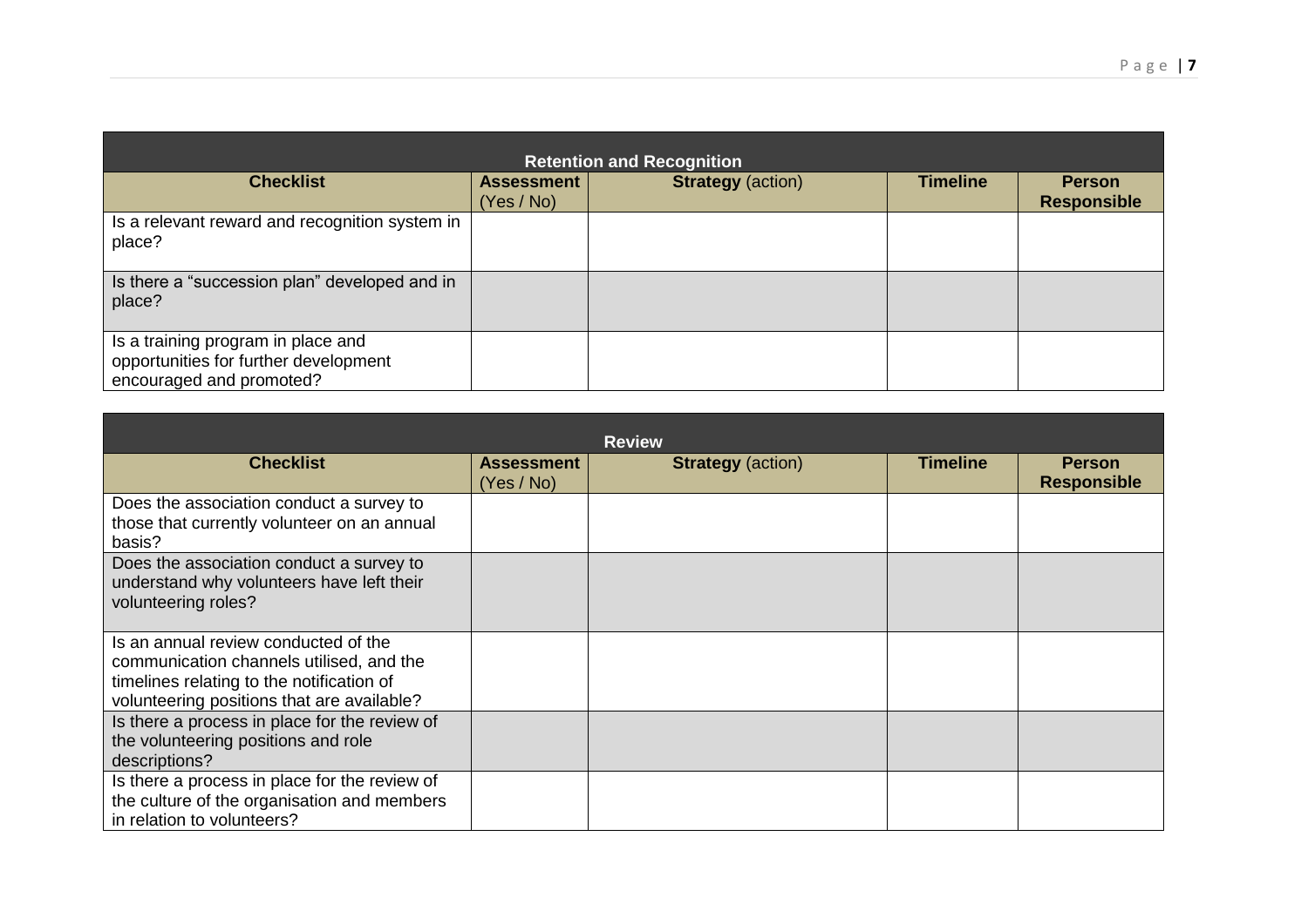| Retention and Recognition | | | | |
|---|---|---|---|---|
| **Checklist** | **Assessment** (Yes / No) | **Strategy** (action) | **Timeline** | **Person Responsible** |
| Is a relevant reward and recognition system in place? | | | | |
| Is there a "succession plan" developed and in place? | | | | |
| Is a training program in place and opportunities for further development encouraged and promoted? | | | | |

| Review | | | | |
|---|---|---|---|---|
| **Checklist** | **Assessment** (Yes / No) | **Strategy** (action) | **Timeline** | **Person Responsible** |
| Does the association conduct a survey to those that currently volunteer on an annual basis? | | | | |
| Does the association conduct a survey to understand why volunteers have left their volunteering roles? | | | | |
| Is an annual review conducted of the communication channels utilised, and the timelines relating to the notification of volunteering positions that are available? | | | | |
| Is there a process in place for the review of the volunteering positions and role descriptions? | | | | |
| Is there a process in place for the review of the culture of the organisation and members in relation to volunteers? | | | | |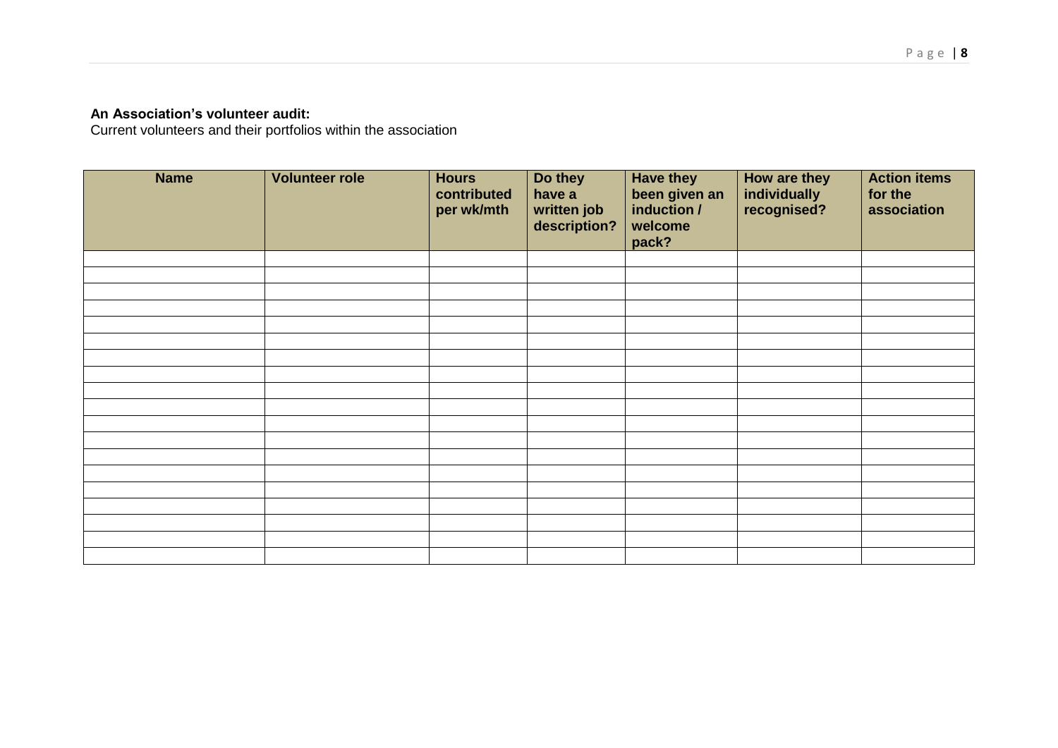**An Association's volunteer audit:**
Current volunteers and their portfolios within the association

| Name | Volunteer role | Hours contributed per wk/mth | Do they have a written job description? | Have they been given an induction / welcome pack? | How are they individually recognised? | Action items for the association |
|---|---|---|---|---|---|---|
| | | | | | | |
| | | | | | | |
| | | | | | | |
| | | | | | | |
| | | | | | | |
| | | | | | | |
| | | | | | | |
| | | | | | | |
| | | | | | | |
| | | | | | | |
| | | | | | | |
| | | | | | | |
| | | | | | | |
| | | | | | | |
| | | | | | | |
| | | | | | | |
| | | | | | | |
| | | | | | | |
| | | | | | | |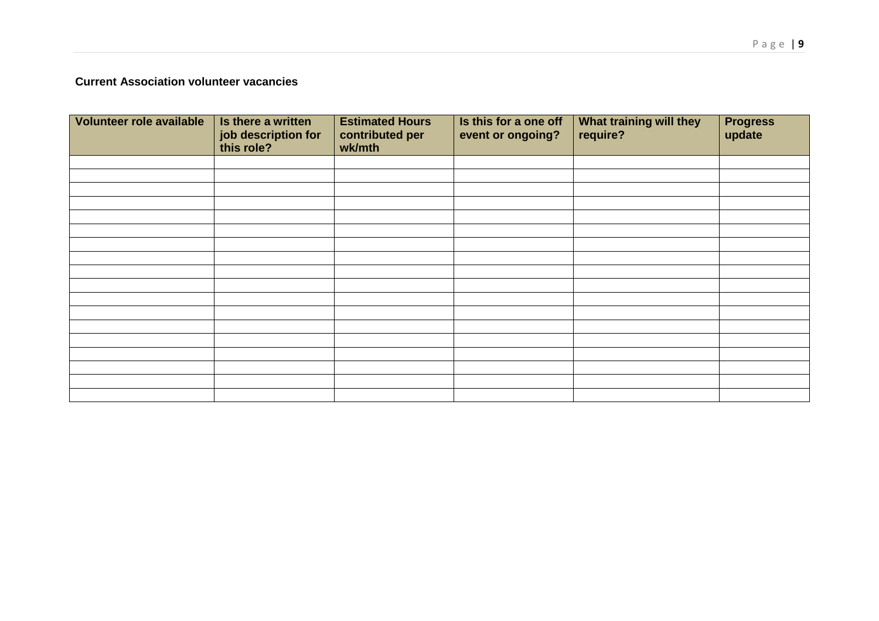**Current Association volunteer vacancies**

| Volunteer role available | Is there a written job description for this role? | Estimated Hours contributed per wk/mth | Is this for a one off event or ongoing? | What training will they require? | Progress update |
|---|---|---|---|---|---|
| | | | | | |
| | | | | | |
| | | | | | |
| | | | | | |
| | | | | | |
| | | | | | |
| | | | | | |
| | | | | | |
| | | | | | |
| | | | | | |
| | | | | | |
| | | | | | |
| | | | | | |
| | | | | | |
| | | | | | |
| | | | | | |
| | | | | | |
| | | | | | |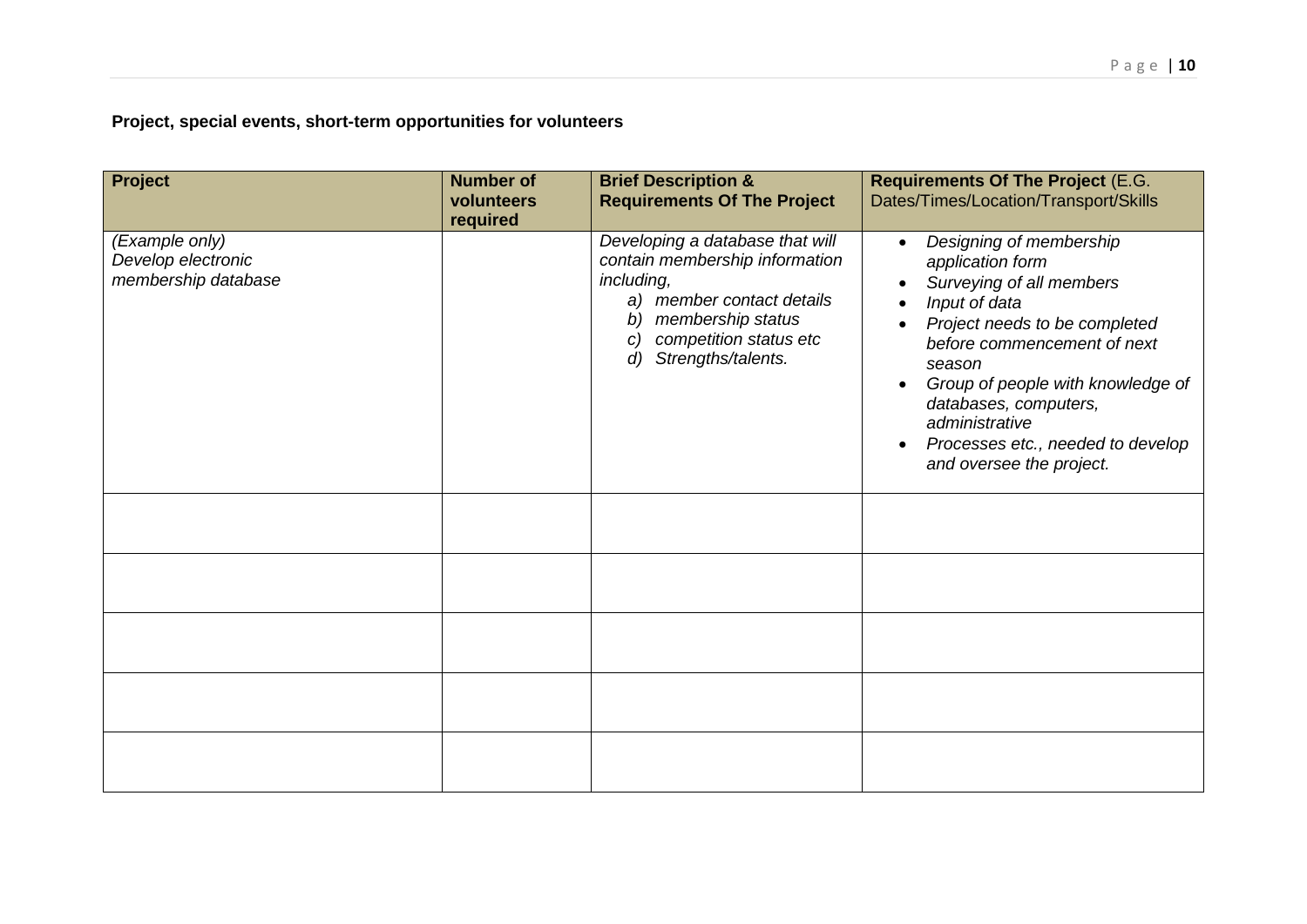**Project, special events, short-term opportunities for volunteers**

| **Project** | **Number of volunteers required** | **Brief Description & Requirements Of The Project** | **Requirements Of The Project** (E.G. Dates/Times/Location/Transport/Skills |
|---|---|---|---|
| *(Example only)* *Develop electronic membership database* | | *Developing a database that will contain membership information including,* *a) member contact details* *b) membership status* *c) competition status etc* *d) Strengths/talents.* | • *Designing of membership application form* • *Surveying of all members* • *Input of data* • *Project needs to be completed before commencement of next season* • *Group of people with knowledge of databases, computers, administrative* • *Processes etc., needed to develop and oversee the project.* |
| | | | |
| | | | |
| | | | |
| | | | |
| | | | |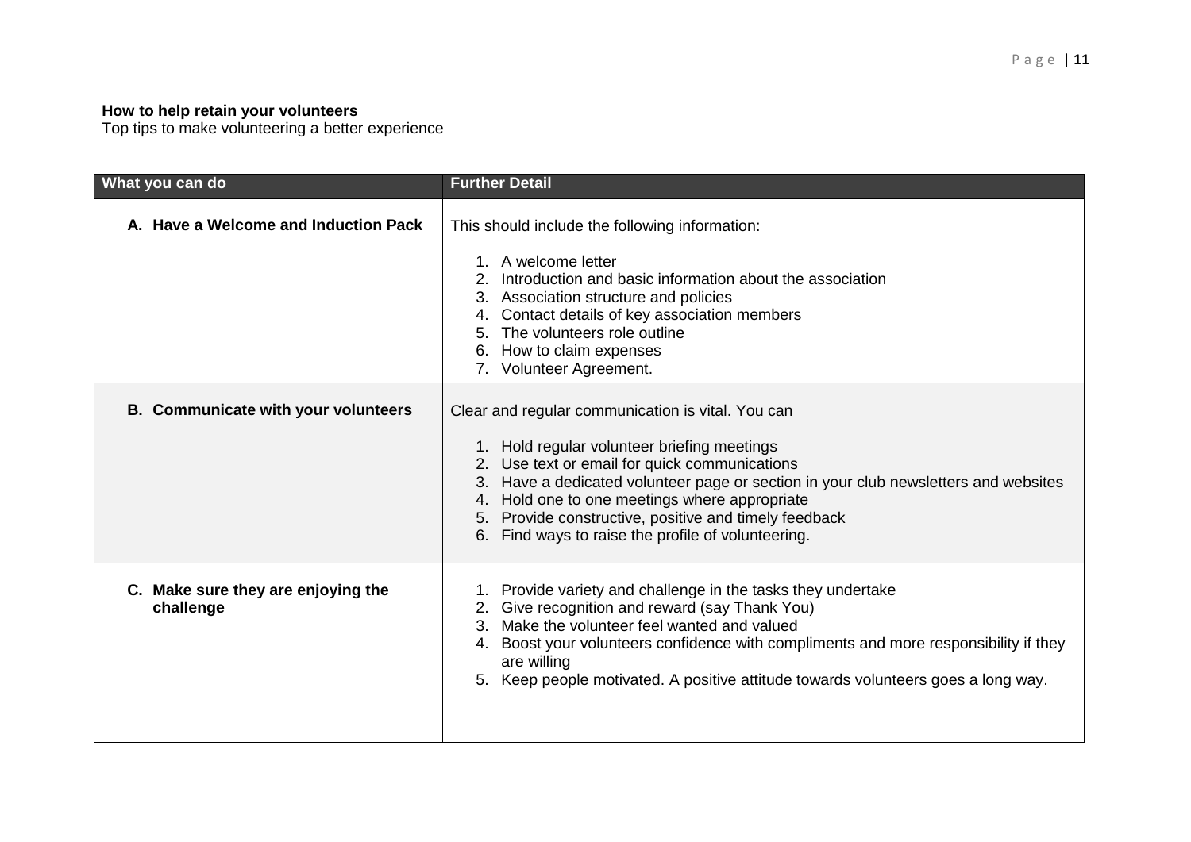**How to help retain your volunteers**
Top tips to make volunteering a better experience

| What you can do | Further Detail |
| --- | --- |
| **A. Have a Welcome and Induction Pack** | This should include the following information:<br><br>1. A welcome letter<br>2. Introduction and basic information about the association<br>3. Association structure and policies<br>4. Contact details of key association members<br>5. The volunteers role outline<br>6. How to claim expenses<br>7. Volunteer Agreement. |
| **B. Communicate with your volunteers** | Clear and regular communication is vital. You can<br><br>1. Hold regular volunteer briefing meetings<br>2. Use text or email for quick communications<br>3. Have a dedicated volunteer page or section in your club newsletters and websites<br>4. Hold one to one meetings where appropriate<br>5. Provide constructive, positive and timely feedback<br>6. Find ways to raise the profile of volunteering. |
| **C. Make sure they are enjoying the challenge** | 1. Provide variety and challenge in the tasks they undertake<br>2. Give recognition and reward (say Thank You)<br>3. Make the volunteer feel wanted and valued<br>4. Boost your volunteers confidence with compliments and more responsibility if they are willing<br>5. Keep people motivated. A positive attitude towards volunteers goes a long way. |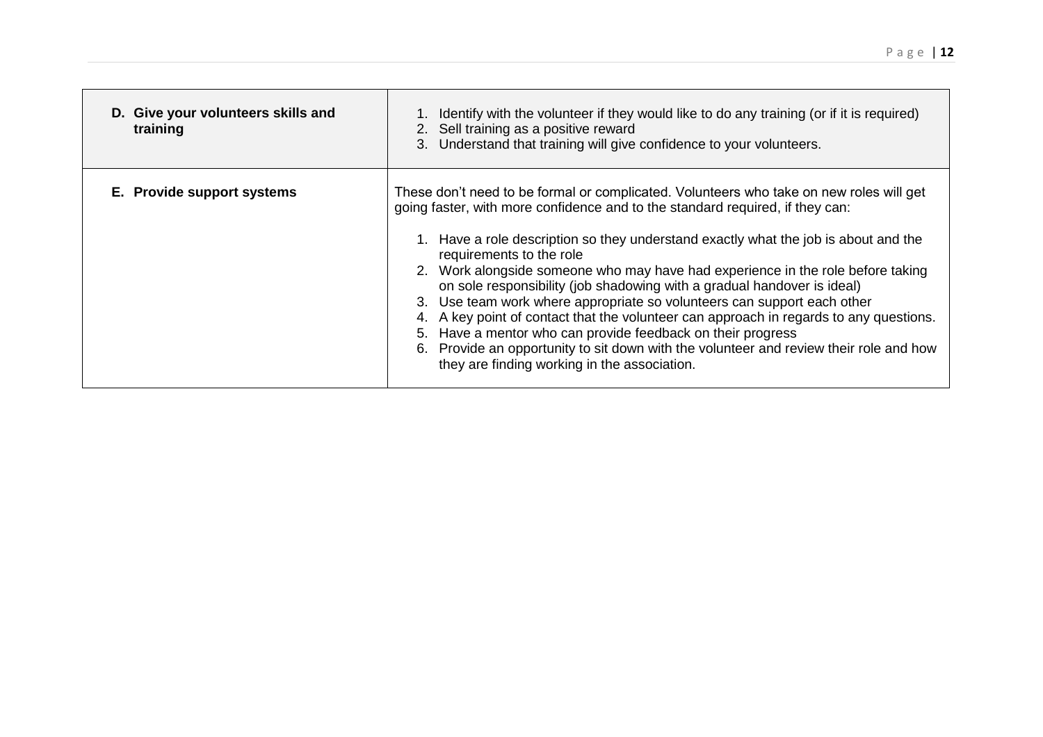| | |
|---|---|
| **D. Give your volunteers skills and training** | 1. Identify with the volunteer if they would like to do any training (or if it is required)<br>2. Sell training as a positive reward<br>3. Understand that training will give confidence to your volunteers. |
| **E. Provide support systems** | These don't need to be formal or complicated. Volunteers who take on new roles will get going faster, with more confidence and to the standard required, if they can:<br><br>1. Have a role description so they understand exactly what the job is about and the requirements to the role<br>2. Work alongside someone who may have had experience in the role before taking on sole responsibility (job shadowing with a gradual handover is ideal)<br>3. Use team work where appropriate so volunteers can support each other<br>4. A key point of contact that the volunteer can approach in regards to any questions.<br>5. Have a mentor who can provide feedback on their progress<br>6. Provide an opportunity to sit down with the volunteer and review their role and how they are finding working in the association. |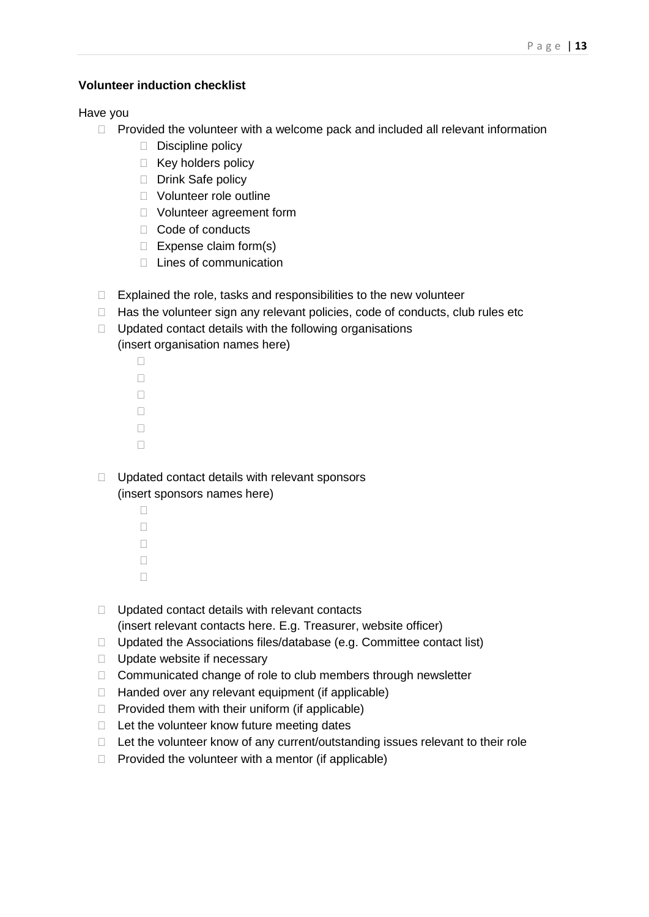**Volunteer induction checklist**

Have you

- [ ] Provided the volunteer with a welcome pack and included all relevant information
    - [ ] Discipline policy
    - [ ] Key holders policy
    - [ ] Drink Safe policy
    - [ ] Volunteer role outline
    - [ ] Volunteer agreement form
    - [ ] Code of conducts
    - [ ] Expense claim form(s)
    - [ ] Lines of communication
- [ ] Explained the role, tasks and responsibilities to the new volunteer
- [ ] Has the volunteer sign any relevant policies, code of conducts, club rules etc
- [ ] Updated contact details with the following organisations
  (insert organisation names here)
    - [ ] 
    - [ ] 
    - [ ] 
    - [ ] 
    - [ ] 
    - [ ] 
- [ ] Updated contact details with relevant sponsors
  (insert sponsors names here)
    - [ ] 
    - [ ] 
    - [ ] 
    - [ ] 
    - [ ] 
- [ ] Updated contact details with relevant contacts
  (insert relevant contacts here. E.g. Treasurer, website officer)
- [ ] Updated the Associations files/database (e.g. Committee contact list)
- [ ] Update website if necessary
- [ ] Communicated change of role to club members through newsletter
- [ ] Handed over any relevant equipment (if applicable)
- [ ] Provided them with their uniform (if applicable)
- [ ] Let the volunteer know future meeting dates
- [ ] Let the volunteer know of any current/outstanding issues relevant to their role
- [ ] Provided the volunteer with a mentor (if applicable)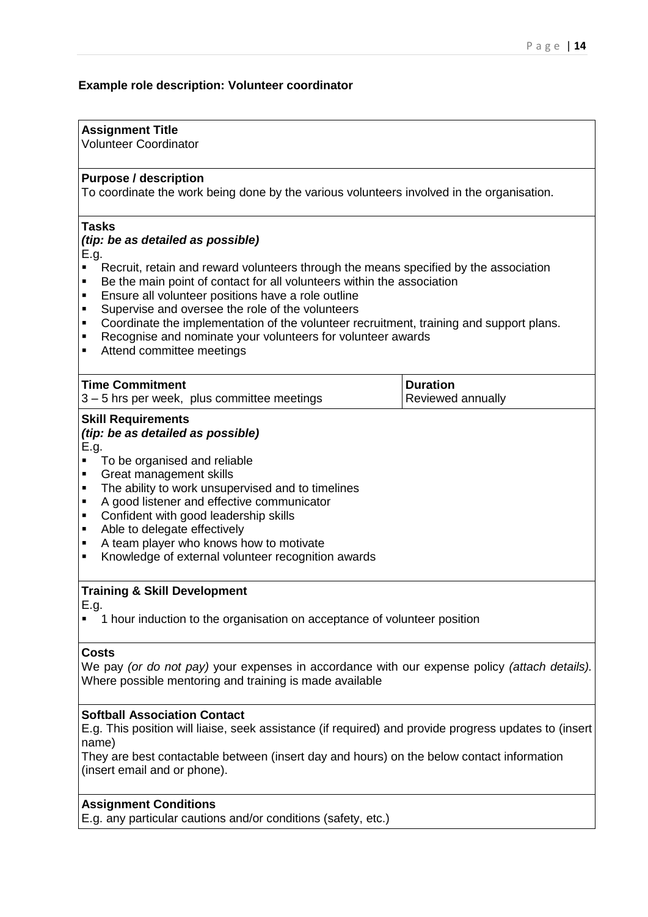**Example role description: Volunteer coordinator**

**Assignment Title**
Volunteer Coordinator

**Purpose / description**
To coordinate the work being done by the various volunteers involved in the organisation.

**Tasks**
***(tip: be as detailed as possible)***
E.g.

- Recruit, retain and reward volunteers through the means specified by the association
- Be the main point of contact for all volunteers within the association
- Ensure all volunteer positions have a role outline
- Supervise and oversee the role of the volunteers
- Coordinate the implementation of the volunteer recruitment, training and support plans.
- Recognise and nominate your volunteers for volunteer awards
- Attend committee meetings

| **Time Commitment** | **Duration** |
| --- | --- |
| 3 – 5 hrs per week, plus committee meetings | Reviewed annually |

**Skill Requirements**
***(tip: be as detailed as possible)***
E.g.

- To be organised and reliable
- Great management skills
- The ability to work unsupervised and to timelines
- A good listener and effective communicator
- Confident with good leadership skills
- Able to delegate effectively
- A team player who knows how to motivate
- Knowledge of external volunteer recognition awards

**Training & Skill Development**
E.g.

- 1 hour induction to the organisation on acceptance of volunteer position

**Costs**
We pay *(or do not pay)* your expenses in accordance with our expense policy *(attach details).* Where possible mentoring and training is made available

**Softball Association Contact**
E.g. This position will liaise, seek assistance (if required) and provide progress updates to (insert name)
They are best contactable between (insert day and hours) on the below contact information (insert email and or phone).

**Assignment Conditions**
E.g. any particular cautions and/or conditions (safety, etc.)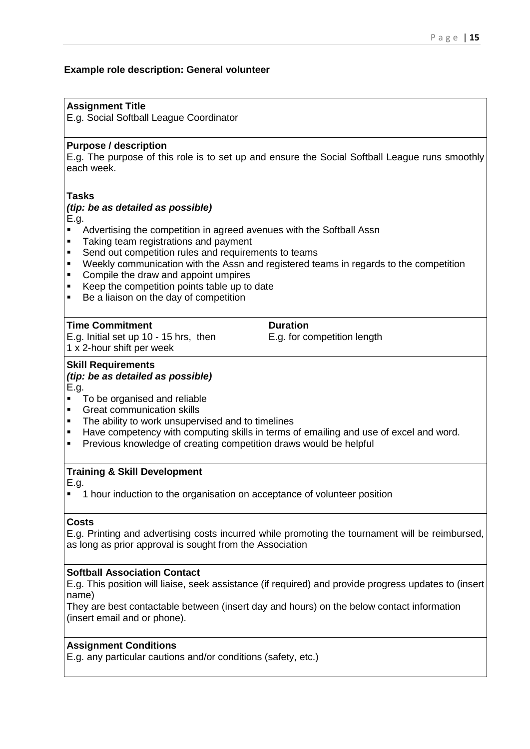### Example role description: General volunteer

**Assignment Title**
E.g. Social Softball League Coordinator

**Purpose / description**
E.g. The purpose of this role is to set up and ensure the Social Softball League runs smoothly each week.

**Tasks**
***(tip: be as detailed as possible)***
E.g.

- Advertising the competition in agreed avenues with the Softball Assn
- Taking team registrations and payment
- Send out competition rules and requirements to teams
- Weekly communication with the Assn and registered teams in regards to the competition
- Compile the draw and appoint umpires
- Keep the competition points table up to date
- Be a liaison on the day of competition

| **Time Commitment** | **Duration** |
| --- | --- |
| E.g. Initial set up 10 - 15 hrs, then 1 x 2-hour shift per week | E.g. for competition length |

**Skill Requirements**
***(tip: be as detailed as possible)***
E.g.

- To be organised and reliable
- Great communication skills
- The ability to work unsupervised and to timelines
- Have competency with computing skills in terms of emailing and use of excel and word.
- Previous knowledge of creating competition draws would be helpful

**Training & Skill Development**
E.g.

- 1 hour induction to the organisation on acceptance of volunteer position

**Costs**
E.g. Printing and advertising costs incurred while promoting the tournament will be reimbursed, as long as prior approval is sought from the Association

**Softball Association Contact**
E.g. This position will liaise, seek assistance (if required) and provide progress updates to (insert name)
They are best contactable between (insert day and hours) on the below contact information (insert email and or phone).

**Assignment Conditions**
E.g. any particular cautions and/or conditions (safety, etc.)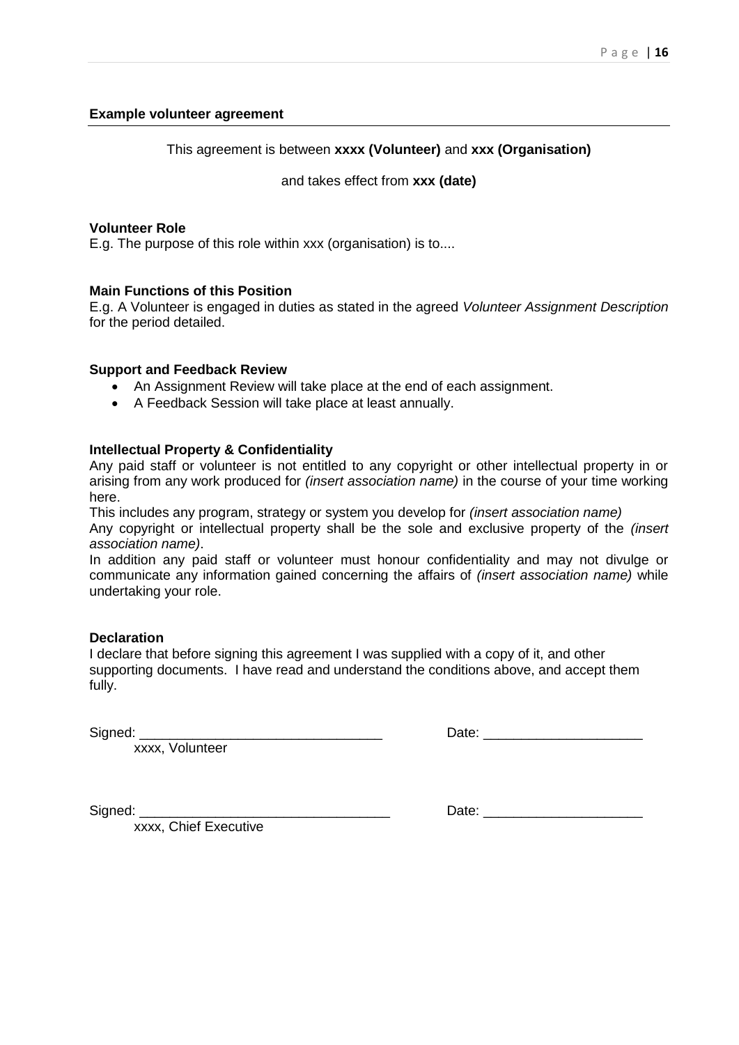## Example volunteer agreement

This agreement is between **xxxx (Volunteer)** and **xxx (Organisation)**

and takes effect from **xxx (date)**

**Volunteer Role**

E.g. The purpose of this role within xxx (organisation) is to....

**Main Functions of this Position**

E.g. A Volunteer is engaged in duties as stated in the agreed *Volunteer Assignment Description* for the period detailed.

**Support and Feedback Review**

- An Assignment Review will take place at the end of each assignment.
- A Feedback Session will take place at least annually.

**Intellectual Property & Confidentiality**

Any paid staff or volunteer is not entitled to any copyright or other intellectual property in or arising from any work produced for *(insert association name)* in the course of your time working here.

This includes any program, strategy or system you develop for *(insert association name)*

Any copyright or intellectual property shall be the sole and exclusive property of the *(insert association name)*.

In addition any paid staff or volunteer must honour confidentiality and may not divulge or communicate any information gained concerning the affairs of *(insert association name)* while undertaking your role.

**Declaration**

I declare that before signing this agreement I was supplied with a copy of it, and other supporting documents. I have read and understand the conditions above, and accept them fully.

Signed: _______________________________ Date: ____________________

xxxx, Volunteer

Signed: ________________________________ Date: ____________________

xxxx, Chief Executive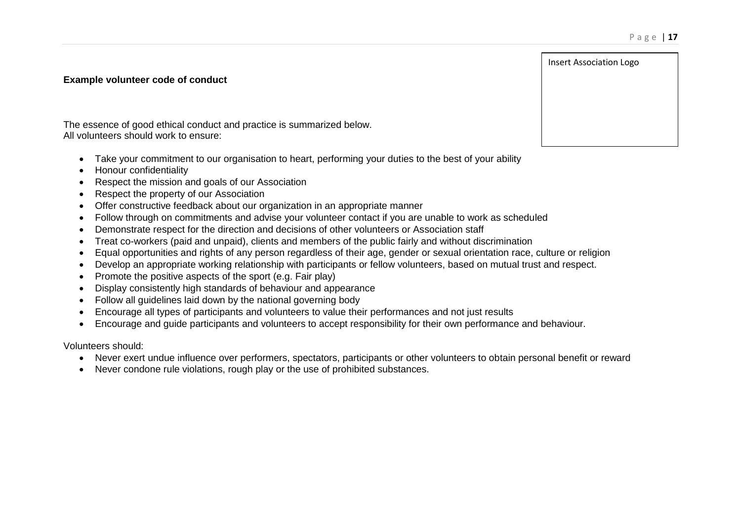Insert Association Logo

**Example volunteer code of conduct**

The essence of good ethical conduct and practice is summarized below.
All volunteers should work to ensure:

- Take your commitment to our organisation to heart, performing your duties to the best of your ability
- Honour confidentiality
- Respect the mission and goals of our Association
- Respect the property of our Association
- Offer constructive feedback about our organization in an appropriate manner
- Follow through on commitments and advise your volunteer contact if you are unable to work as scheduled
- Demonstrate respect for the direction and decisions of other volunteers or Association staff
- Treat co-workers (paid and unpaid), clients and members of the public fairly and without discrimination
- Equal opportunities and rights of any person regardless of their age, gender or sexual orientation race, culture or religion
- Develop an appropriate working relationship with participants or fellow volunteers, based on mutual trust and respect.
- Promote the positive aspects of the sport (e.g. Fair play)
- Display consistently high standards of behaviour and appearance
- Follow all guidelines laid down by the national governing body
- Encourage all types of participants and volunteers to value their performances and not just results
- Encourage and guide participants and volunteers to accept responsibility for their own performance and behaviour.

Volunteers should:

- Never exert undue influence over performers, spectators, participants or other volunteers to obtain personal benefit or reward
- Never condone rule violations, rough play or the use of prohibited substances.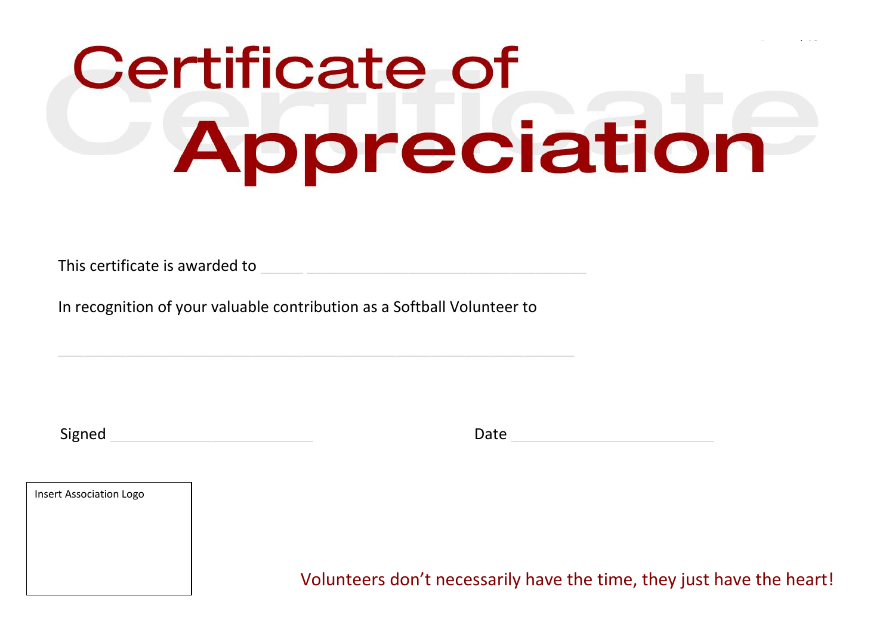# Certificate of Appreciation

This certificate is awarded to ______ ______________________________

In recognition of your valuable contribution as a Softball Volunteer to

________________________________________________________

Signed ______________________ Date ______________________

Insert Association Logo

Volunteers don't necessarily have the time, they just have the heart!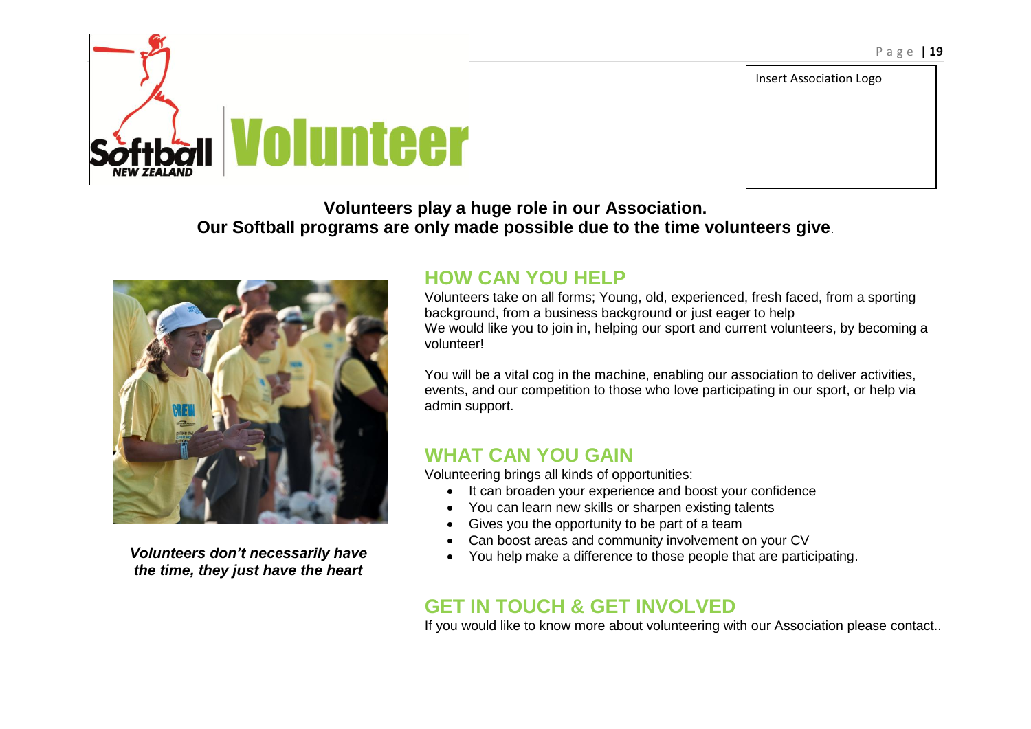# Volunteer

Insert Association Logo

**Volunteers play a huge role in our Association.**
**Our Softball programs are only made possible due to the time volunteers give**.

*Volunteers don't necessarily have the time, they just have the heart*

## HOW CAN YOU HELP

Volunteers take on all forms; Young, old, experienced, fresh faced, from a sporting background, from a business background or just eager to help
We would like you to join in, helping our sport and current volunteers, by becoming a volunteer!

You will be a vital cog in the machine, enabling our association to deliver activities, events, and our competition to those who love participating in our sport, or help via admin support.

## WHAT CAN YOU GAIN

Volunteering brings all kinds of opportunities:

- It can broaden your experience and boost your confidence
- You can learn new skills or sharpen existing talents
- Gives you the opportunity to be part of a team
- Can boost areas and community involvement on your CV
- You help make a difference to those people that are participating.

## GET IN TOUCH & GET INVOLVED

If you would like to know more about volunteering with our Association please contact..